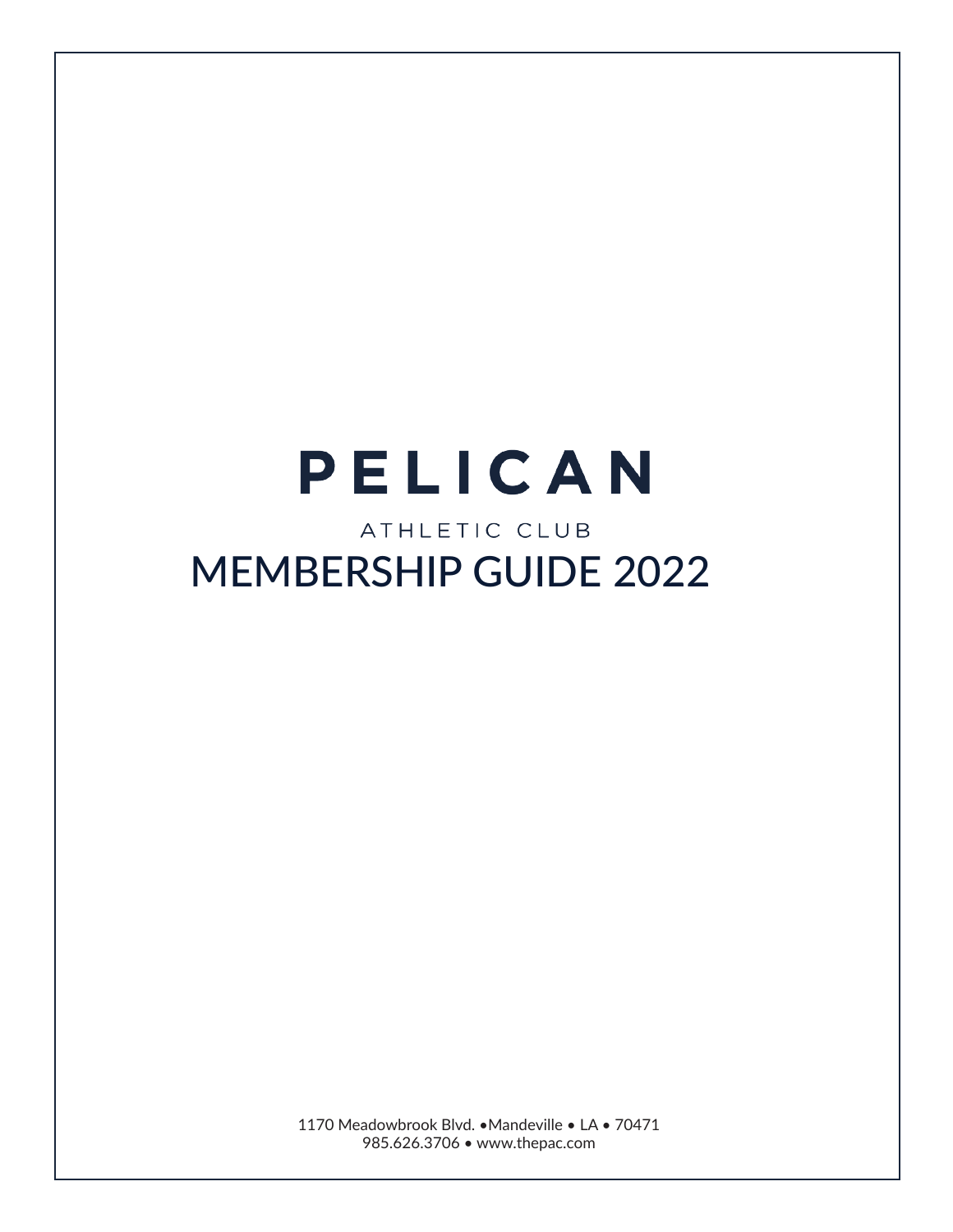# PELICAN

ATHLETIC CLUB

# MEMBERSHIP GUIDE 2022

1170 Meadowbrook Blvd. •Mandeville • LA • 70471
985.626.3706 • www.thepac.com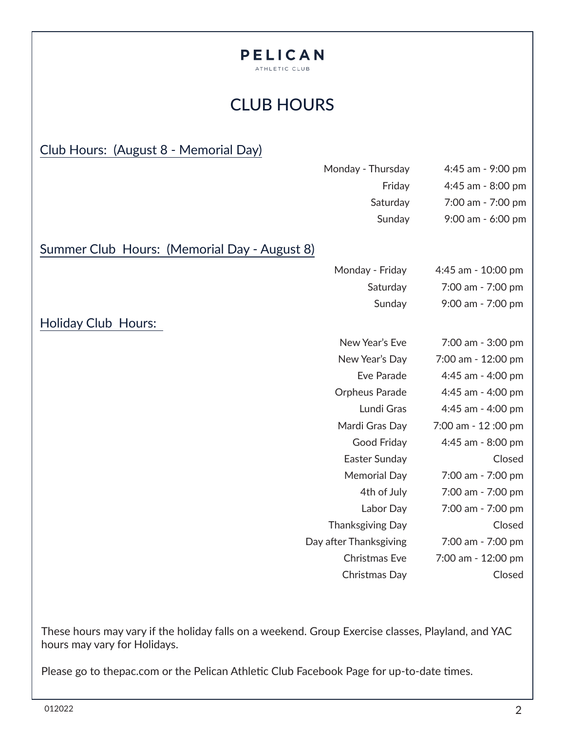# PELICAN

ATHLETIC CLUB

## CLUB HOURS

### Club Hours: (August 8 - Memorial Day)

| | |
|---|---|
| Monday - Thursday | 4:45 am - 9:00 pm |
| Friday | 4:45 am - 8:00 pm |
| Saturday | 7:00 am - 7:00 pm |
| Sunday | 9:00 am - 6:00 pm |

### Summer Club Hours: (Memorial Day - August 8)

| | |
|---|---|
| Monday - Friday | 4:45 am - 10:00 pm |
| Saturday | 7:00 am - 7:00 pm |
| Sunday | 9:00 am - 7:00 pm |

### Holiday Club Hours:

| | |
|---|---|
| New Year's Eve | 7:00 am - 3:00 pm |
| New Year's Day | 7:00 am - 12:00 pm |
| Eve Parade | 4:45 am - 4:00 pm |
| Orpheus Parade | 4:45 am - 4:00 pm |
| Lundi Gras | 4:45 am - 4:00 pm |
| Mardi Gras Day | 7:00 am - 12 :00 pm |
| Good Friday | 4:45 am - 8:00 pm |
| Easter Sunday | Closed |
| Memorial Day | 7:00 am - 7:00 pm |
| 4th of July | 7:00 am - 7:00 pm |
| Labor Day | 7:00 am - 7:00 pm |
| Thanksgiving Day | Closed |
| Day after Thanksgiving | 7:00 am - 7:00 pm |
| Christmas Eve | 7:00 am - 12:00 pm |
| Christmas Day | Closed |

These hours may vary if the holiday falls on a weekend. Group Exercise classes, Playland, and YAC hours may vary for Holidays.

Please go to thepac.com or the Pelican Athletic Club Facebook Page for up-to-date times.

012022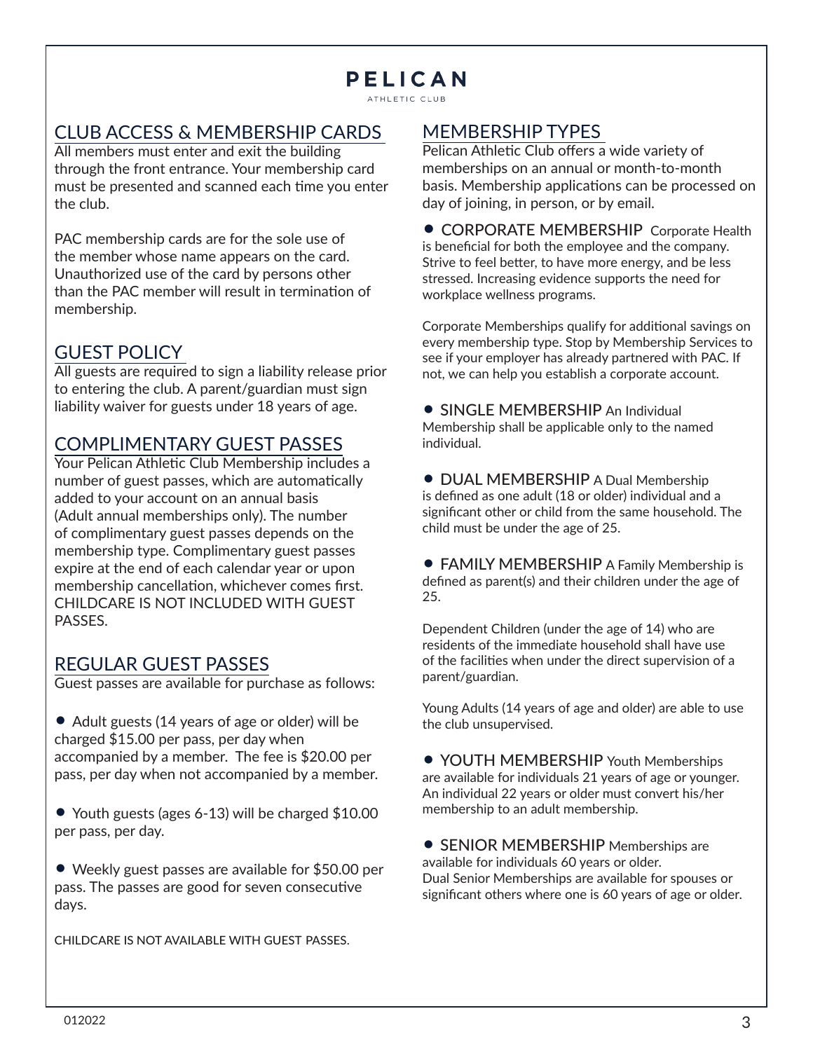# PELICAN

ATHLETIC CLUB

## CLUB ACCESS & MEMBERSHIP CARDS

All members must enter and exit the building through the front entrance. Your membership card must be presented and scanned each time you enter the club.

PAC membership cards are for the sole use of the member whose name appears on the card. Unauthorized use of the card by persons other than the PAC member will result in termination of membership.

## GUEST POLICY

All guests are required to sign a liability release prior to entering the club. A parent/guardian must sign liability waiver for guests under 18 years of age.

## COMPLIMENTARY GUEST PASSES

Your Pelican Athletic Club Membership includes a number of guest passes, which are automatically added to your account on an annual basis (Adult annual memberships only). The number of complimentary guest passes depends on the membership type. Complimentary guest passes expire at the end of each calendar year or upon membership cancellation, whichever comes first. CHILDCARE IS NOT INCLUDED WITH GUEST PASSES.

## REGULAR GUEST PASSES

Guest passes are available for purchase as follows:

- Adult guests (14 years of age or older) will be charged $15.00 per pass, per day when accompanied by a member. The fee is $20.00 per pass, per day when not accompanied by a member.
- Youth guests (ages 6-13) will be charged $10.00 per pass, per day.
- Weekly guest passes are available for $50.00 per pass. The passes are good for seven consecutive days.

CHILDCARE IS NOT AVAILABLE WITH GUEST PASSES.

## MEMBERSHIP TYPES

Pelican Athletic Club offers a wide variety of memberships on an annual or month-to-month basis. Membership applications can be processed on day of joining, in person, or by email.

- CORPORATE MEMBERSHIP Corporate Health is beneficial for both the employee and the company. Strive to feel better, to have more energy, and be less stressed. Increasing evidence supports the need for workplace wellness programs.

  Corporate Memberships qualify for additional savings on every membership type. Stop by Membership Services to see if your employer has already partnered with PAC. If not, we can help you establish a corporate account.

- SINGLE MEMBERSHIP An Individual Membership shall be applicable only to the named individual.

- DUAL MEMBERSHIP A Dual Membership is defined as one adult (18 or older) individual and a significant other or child from the same household. The child must be under the age of 25.

- FAMILY MEMBERSHIP A Family Membership is defined as parent(s) and their children under the age of 25.

  Dependent Children (under the age of 14) who are residents of the immediate household shall have use of the facilities when under the direct supervision of a parent/guardian.

  Young Adults (14 years of age and older) are able to use the club unsupervised.

- YOUTH MEMBERSHIP Youth Memberships are available for individuals 21 years of age or younger. An individual 22 years or older must convert his/her membership to an adult membership.

- SENIOR MEMBERSHIP Memberships are available for individuals 60 years or older. Dual Senior Memberships are available for spouses or significant others where one is 60 years of age or older.

012022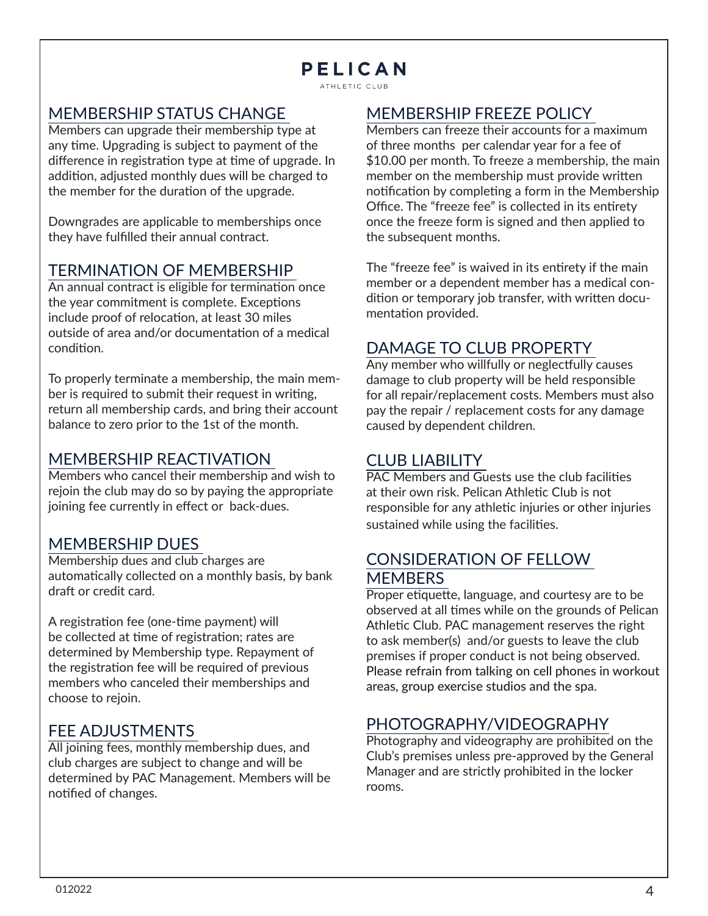# PELICAN

ATHLETIC CLUB

## MEMBERSHIP STATUS CHANGE

Members can upgrade their membership type at any time. Upgrading is subject to payment of the difference in registration type at time of upgrade. In addition, adjusted monthly dues will be charged to the member for the duration of the upgrade.

Downgrades are applicable to memberships once they have fulfilled their annual contract.

## TERMINATION OF MEMBERSHIP

An annual contract is eligible for termination once the year commitment is complete. Exceptions include proof of relocation, at least 30 miles outside of area and/or documentation of a medical condition.

To properly terminate a membership, the main member is required to submit their request in writing, return all membership cards, and bring their account balance to zero prior to the 1st of the month.

## MEMBERSHIP REACTIVATION

Members who cancel their membership and wish to rejoin the club may do so by paying the appropriate joining fee currently in effect or back-dues.

## MEMBERSHIP DUES

Membership dues and club charges are automatically collected on a monthly basis, by bank draft or credit card.

A registration fee (one-time payment) will be collected at time of registration; rates are determined by Membership type. Repayment of the registration fee will be required of previous members who canceled their memberships and choose to rejoin.

## FEE ADJUSTMENTS

All joining fees, monthly membership dues, and club charges are subject to change and will be determined by PAC Management. Members will be notified of changes.

## MEMBERSHIP FREEZE POLICY

Members can freeze their accounts for a maximum of three months per calendar year for a fee of $10.00 per month. To freeze a membership, the main member on the membership must provide written notification by completing a form in the Membership Office. The "freeze fee" is collected in its entirety once the freeze form is signed and then applied to the subsequent months.

The "freeze fee" is waived in its entirety if the main member or a dependent member has a medical condition or temporary job transfer, with written documentation provided.

## DAMAGE TO CLUB PROPERTY

Any member who willfully or neglectfully causes damage to club property will be held responsible for all repair/replacement costs. Members must also pay the repair / replacement costs for any damage caused by dependent children.

## CLUB LIABILITY

PAC Members and Guests use the club facilities at their own risk. Pelican Athletic Club is not responsible for any athletic injuries or other injuries sustained while using the facilities.

## CONSIDERATION OF FELLOW MEMBERS

Proper etiquette, language, and courtesy are to be observed at all times while on the grounds of Pelican Athletic Club. PAC management reserves the right to ask member(s) and/or guests to leave the club premises if proper conduct is not being observed. Please refrain from talking on cell phones in workout areas, group exercise studios and the spa.

## PHOTOGRAPHY/VIDEOGRAPHY

Photography and videography are prohibited on the Club's premises unless pre-approved by the General Manager and are strictly prohibited in the locker rooms.

012022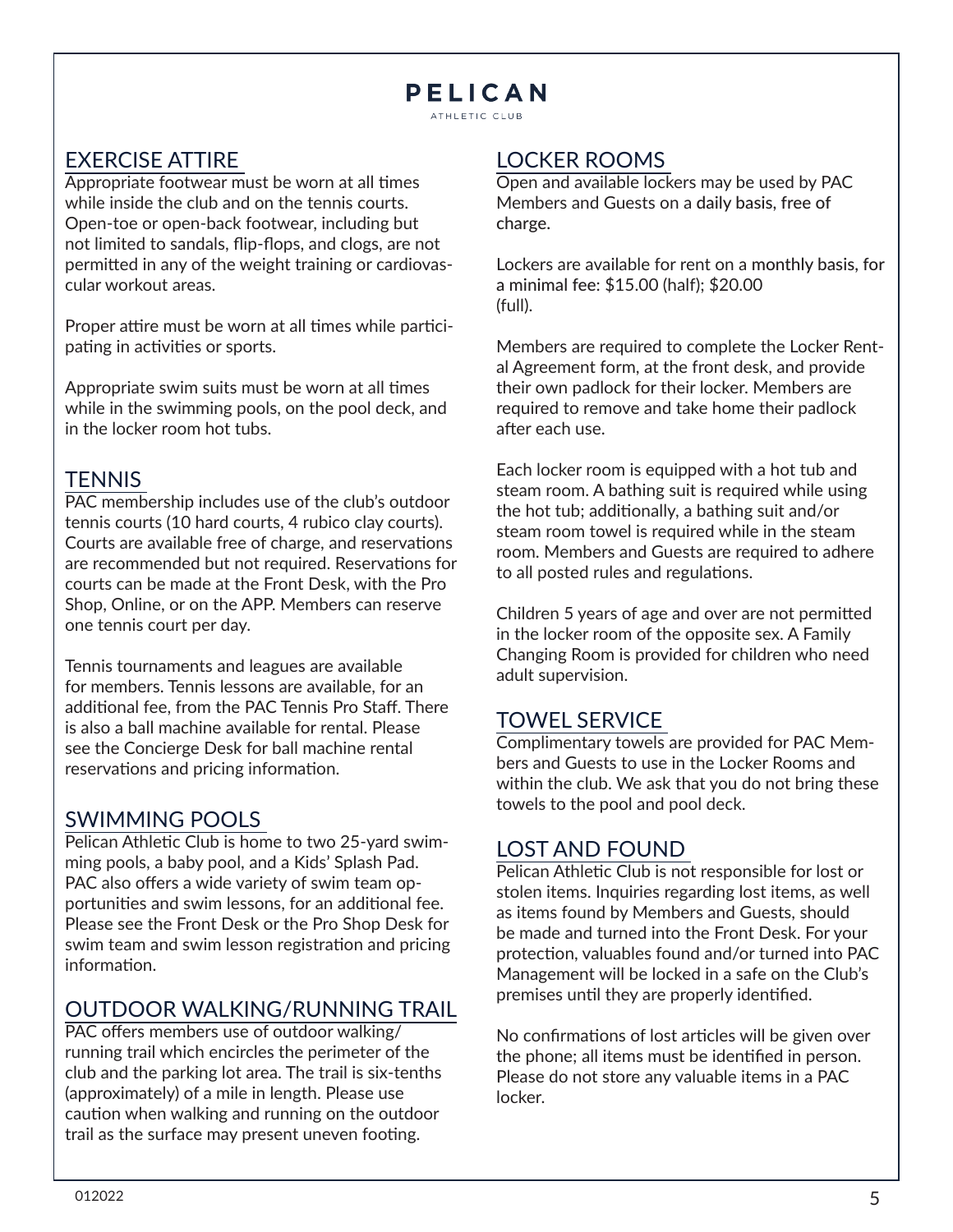# PELICAN

ATHLETIC CLUB

## EXERCISE ATTIRE

Appropriate footwear must be worn at all times while inside the club and on the tennis courts. Open-toe or open-back footwear, including but not limited to sandals, flip-flops, and clogs, are not permitted in any of the weight training or cardiovascular workout areas.

Proper attire must be worn at all times while participating in activities or sports.

Appropriate swim suits must be worn at all times while in the swimming pools, on the pool deck, and in the locker room hot tubs.

## TENNIS

PAC membership includes use of the club's outdoor tennis courts (10 hard courts, 4 rubico clay courts). Courts are available free of charge, and reservations are recommended but not required. Reservations for courts can be made at the Front Desk, with the Pro Shop, Online, or on the APP. Members can reserve one tennis court per day.

Tennis tournaments and leagues are available for members. Tennis lessons are available, for an additional fee, from the PAC Tennis Pro Staff. There is also a ball machine available for rental. Please see the Concierge Desk for ball machine rental reservations and pricing information.

## SWIMMING POOLS

Pelican Athletic Club is home to two 25-yard swimming pools, a baby pool, and a Kids' Splash Pad. PAC also offers a wide variety of swim team opportunities and swim lessons, for an additional fee. Please see the Front Desk or the Pro Shop Desk for swim team and swim lesson registration and pricing information.

## OUTDOOR WALKING/RUNNING TRAIL

PAC offers members use of outdoor walking/running trail which encircles the perimeter of the club and the parking lot area. The trail is six-tenths (approximately) of a mile in length. Please use caution when walking and running on the outdoor trail as the surface may present uneven footing.

## LOCKER ROOMS

Open and available lockers may be used by PAC Members and Guests on a daily basis, free of charge.

Lockers are available for rent on a monthly basis, for a minimal fee: $15.00 (half); $20.00 (full).

Members are required to complete the Locker Rental Agreement form, at the front desk, and provide their own padlock for their locker. Members are required to remove and take home their padlock after each use.

Each locker room is equipped with a hot tub and steam room. A bathing suit is required while using the hot tub; additionally, a bathing suit and/or steam room towel is required while in the steam room. Members and Guests are required to adhere to all posted rules and regulations.

Children 5 years of age and over are not permitted in the locker room of the opposite sex. A Family Changing Room is provided for children who need adult supervision.

## TOWEL SERVICE

Complimentary towels are provided for PAC Members and Guests to use in the Locker Rooms and within the club. We ask that you do not bring these towels to the pool and pool deck.

## LOST AND FOUND

Pelican Athletic Club is not responsible for lost or stolen items. Inquiries regarding lost items, as well as items found by Members and Guests, should be made and turned into the Front Desk. For your protection, valuables found and/or turned into PAC Management will be locked in a safe on the Club's premises until they are properly identified.

No confirmations of lost articles will be given over the phone; all items must be identified in person. Please do not store any valuable items in a PAC locker.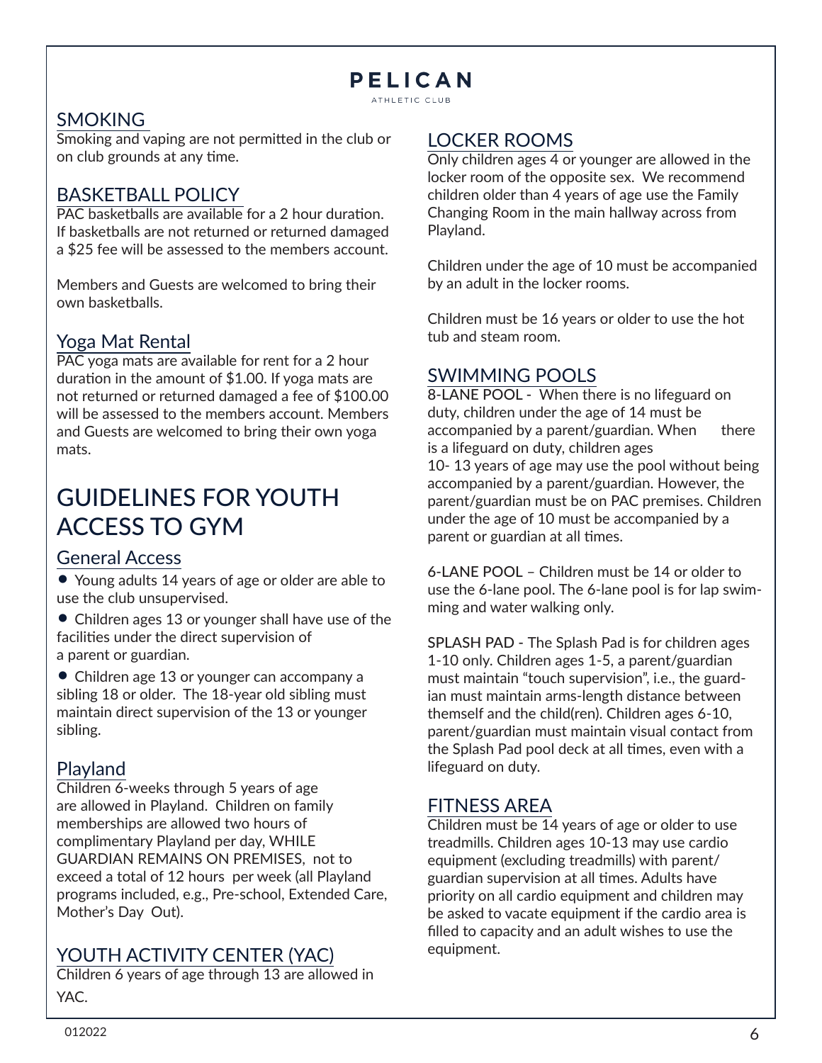# PELICAN

ATHLETIC CLUB

## SMOKING

Smoking and vaping are not permitted in the club or on club grounds at any time.

## BASKETBALL POLICY

PAC basketballs are available for a 2 hour duration. If basketballs are not returned or returned damaged a $25 fee will be assessed to the members account.

Members and Guests are welcomed to bring their own basketballs.

## Yoga Mat Rental

PAC yoga mats are available for rent for a 2 hour duration in the amount of $1.00. If yoga mats are not returned or returned damaged a fee of $100.00 will be assessed to the members account. Members and Guests are welcomed to bring their own yoga mats.

# GUIDELINES FOR YOUTH ACCESS TO GYM

## General Access

- Young adults 14 years of age or older are able to use the club unsupervised.
- Children ages 13 or younger shall have use of the facilities under the direct supervision of a parent or guardian.
- Children age 13 or younger can accompany a sibling 18 or older. The 18-year old sibling must maintain direct supervision of the 13 or younger sibling.

## Playland

Children 6-weeks through 5 years of age are allowed in Playland. Children on family memberships are allowed two hours of complimentary Playland per day, WHILE GUARDIAN REMAINS ON PREMISES, not to exceed a total of 12 hours per week (all Playland programs included, e.g., Pre-school, Extended Care, Mother's Day Out).

## YOUTH ACTIVITY CENTER (YAC)

Children 6 years of age through 13 are allowed in YAC.

## LOCKER ROOMS

Only children ages 4 or younger are allowed in the locker room of the opposite sex. We recommend children older than 4 years of age use the Family Changing Room in the main hallway across from Playland.

Children under the age of 10 must be accompanied by an adult in the locker rooms.

Children must be 16 years or older to use the hot tub and steam room.

## SWIMMING POOLS

8-LANE POOL - When there is no lifeguard on duty, children under the age of 14 must be accompanied by a parent/guardian. When there is a lifeguard on duty, children ages 10- 13 years of age may use the pool without being accompanied by a parent/guardian. However, the parent/guardian must be on PAC premises. Children under the age of 10 must be accompanied by a parent or guardian at all times.

6-LANE POOL – Children must be 14 or older to use the 6-lane pool. The 6-lane pool is for lap swimming and water walking only.

SPLASH PAD - The Splash Pad is for children ages 1-10 only. Children ages 1-5, a parent/guardian must maintain "touch supervision", i.e., the guardian must maintain arms-length distance between themself and the child(ren). Children ages 6-10, parent/guardian must maintain visual contact from the Splash Pad pool deck at all times, even with a lifeguard on duty.

## FITNESS AREA

Children must be 14 years of age or older to use treadmills. Children ages 10-13 may use cardio equipment (excluding treadmills) with parent/guardian supervision at all times. Adults have priority on all cardio equipment and children may be asked to vacate equipment if the cardio area is filled to capacity and an adult wishes to use the equipment.

012022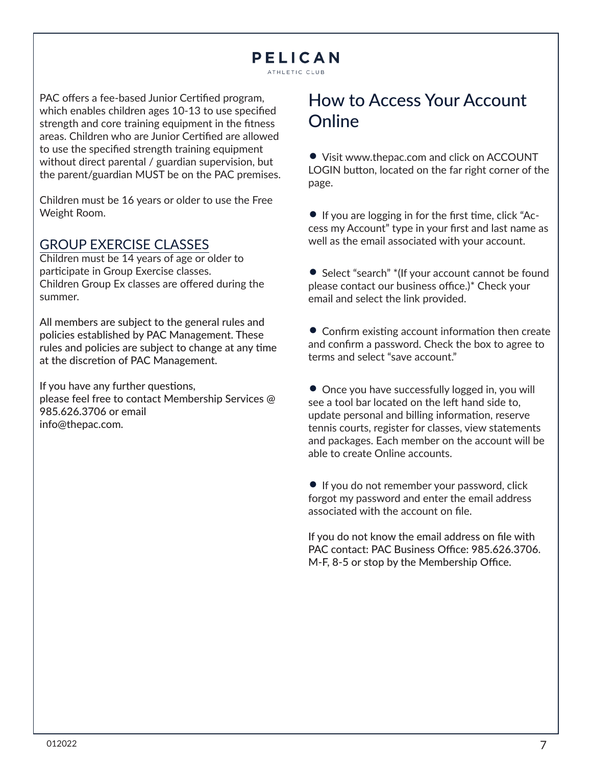PAC offers a fee-based Junior Certified program, which enables children ages 10-13 to use specified strength and core training equipment in the fitness areas. Children who are Junior Certified are allowed to use the specified strength training equipment without direct parental / guardian supervision, but the parent/guardian MUST be on the PAC premises.

Children must be 16 years or older to use the Free Weight Room.

## GROUP EXERCISE CLASSES

Children must be 14 years of age or older to participate in Group Exercise classes.
Children Group Ex classes are offered during the summer.

All members are subject to the general rules and policies established by PAC Management. These rules and policies are subject to change at any time at the discretion of PAC Management.

If you have any further questions,
please feel free to contact Membership Services @ 985.626.3706 or email
info@thepac.com.

# How to Access Your Account Online

- Visit www.thepac.com and click on ACCOUNT LOGIN button, located on the far right corner of the page.

- If you are logging in for the first time, click "Access my Account" type in your first and last name as well as the email associated with your account.

- Select "search" *(If your account cannot be found please contact our business office.)* Check your email and select the link provided.

- Confirm existing account information then create and confirm a password. Check the box to agree to terms and select "save account."

- Once you have successfully logged in, you will see a tool bar located on the left hand side to, update personal and billing information, reserve tennis courts, register for classes, view statements and packages. Each member on the account will be able to create Online accounts.

- If you do not remember your password, click forgot my password and enter the email address associated with the account on file.

If you do not know the email address on file with PAC contact: PAC Business Office: 985.626.3706. M-F, 8-5 or stop by the Membership Office.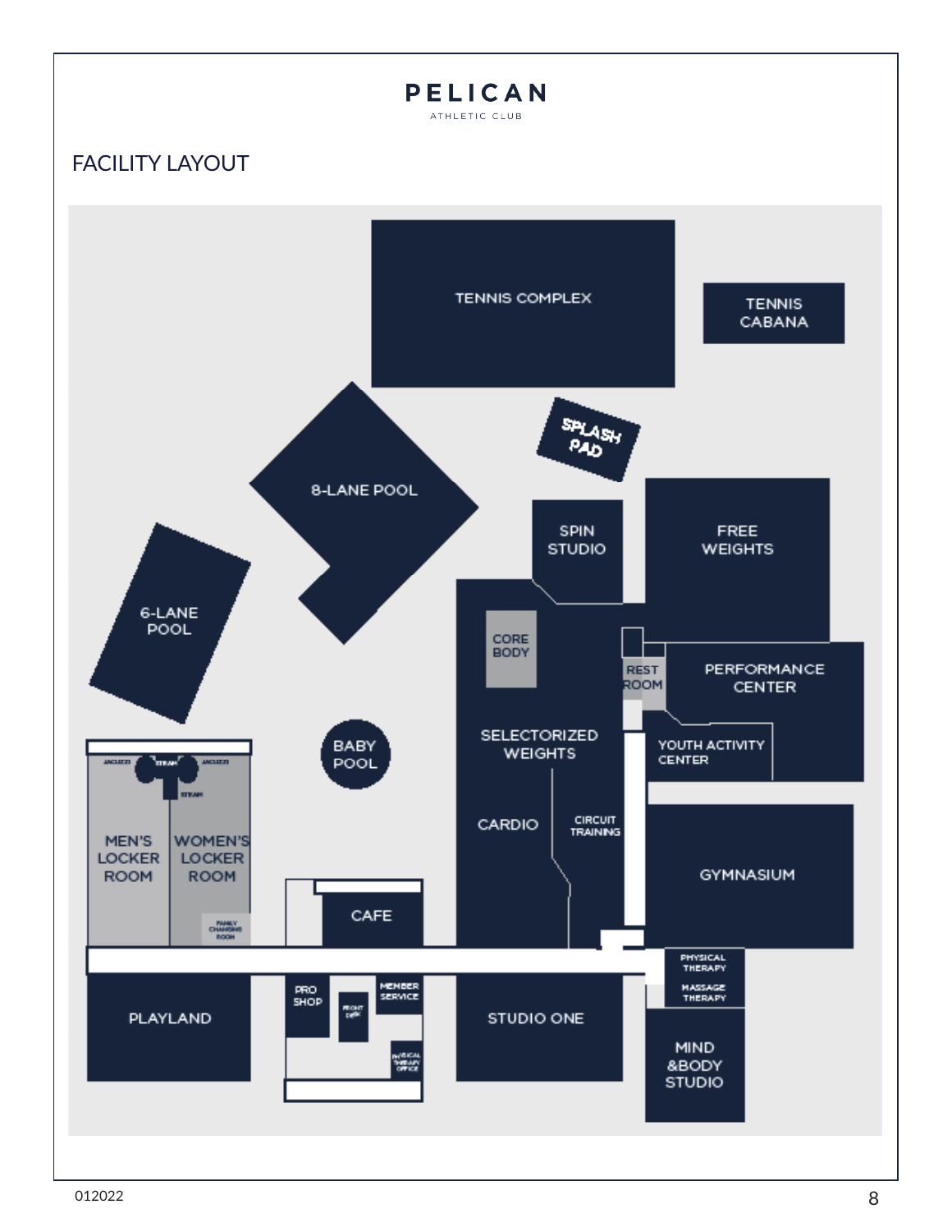PELICAN
ATHLETIC CLUB

## FACILITY LAYOUT

TENNIS COMPLEX

TENNIS CABANA

SPLASH PAD

8-LANE POOL

6-LANE POOL

SPIN STUDIO

FREE WEIGHTS

CORE BODY

REST ROOM

PERFORMANCE CENTER

SELECTORIZED WEIGHTS

YOUTH ACTIVITY CENTER

BABY POOL

JACUZZI

STEAM

JACUZZI

STEAM

MEN'S LOCKER ROOM

WOMEN'S LOCKER ROOM

CARDIO

CIRCUIT TRAINING

GYMNASIUM

FAMILY CHANGING ROOM

CAFE

PHYSICAL THERAPY

MASSAGE THERAPY

PLAYLAND

PRO SHOP

FRONT DESK

MEMBER SERVICE

PHYSICAL THERAPY OFFICE

STUDIO ONE

MIND &BODY STUDIO

012022